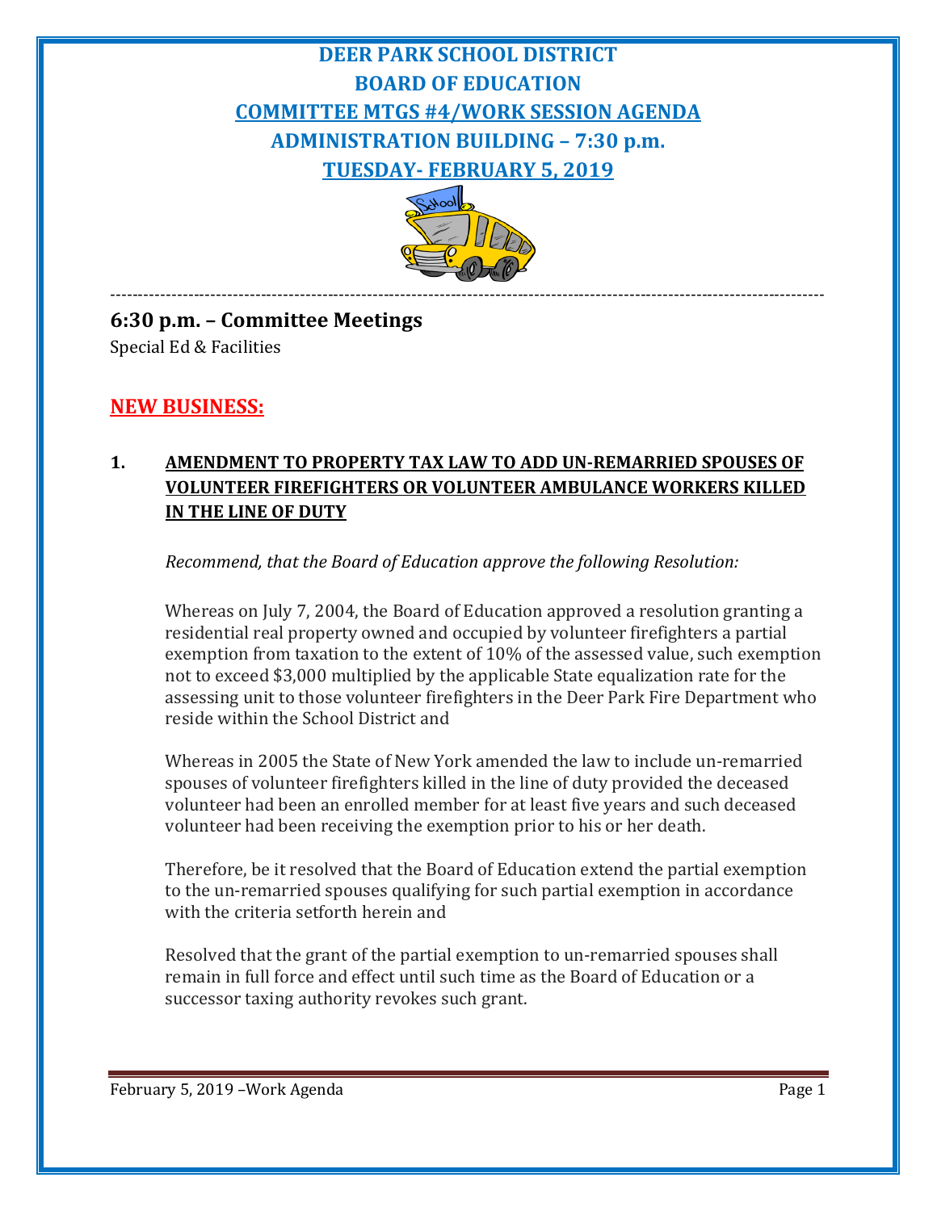# DEER PARK SCHOOL DISTRICT
# BOARD OF EDUCATION
# COMMITTEE MTGS #4/WORK SESSION AGENDA
# ADMINISTRATION BUILDING – 7:30 p.m.
# TUESDAY- FEBRUARY 5, 2019

---

## 6:30 p.m. – Committee Meetings

Special Ed & Facilities

## NEW BUSINESS:

### 1. AMENDMENT TO PROPERTY TAX LAW TO ADD UN-REMARRIED SPOUSES OF VOLUNTEER FIREFIGHTERS OR VOLUNTEER AMBULANCE WORKERS KILLED IN THE LINE OF DUTY

*Recommend, that the Board of Education approve the following Resolution:*

Whereas on July 7, 2004, the Board of Education approved a resolution granting a residential real property owned and occupied by volunteer firefighters a partial exemption from taxation to the extent of 10% of the assessed value, such exemption not to exceed $3,000 multiplied by the applicable State equalization rate for the assessing unit to those volunteer firefighters in the Deer Park Fire Department who reside within the School District and

Whereas in 2005 the State of New York amended the law to include un-remarried spouses of volunteer firefighters killed in the line of duty provided the deceased volunteer had been an enrolled member for at least five years and such deceased volunteer had been receiving the exemption prior to his or her death.

Therefore, be it resolved that the Board of Education extend the partial exemption to the un-remarried spouses qualifying for such partial exemption in accordance with the criteria setforth herein and

Resolved that the grant of the partial exemption to un-remarried spouses shall remain in full force and effect until such time as the Board of Education or a successor taxing authority revokes such grant.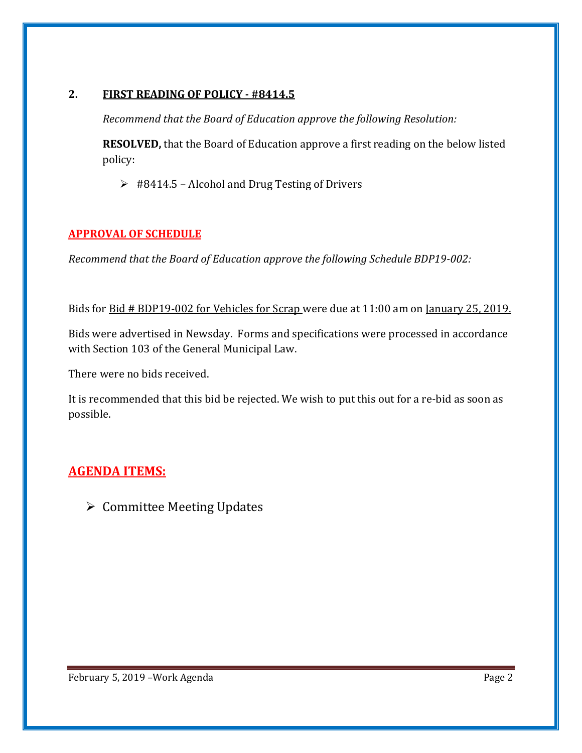**2. <u>FIRST READING OF POLICY - #8414.5</u>**

*Recommend that the Board of Education approve the following Resolution:*

**RESOLVED,** that the Board of Education approve a first reading on the below listed policy:

- #8414.5 – Alcohol and Drug Testing of Drivers

## APPROVAL OF SCHEDULE

*Recommend that the Board of Education approve the following Schedule BDP19-002:*

Bids for <u>Bid # BDP19-002 for Vehicles for Scrap</u> were due at 11:00 am on <u>January 25, 2019.</u>

Bids were advertised in Newsday. Forms and specifications were processed in accordance with Section 103 of the General Municipal Law.

There were no bids received.

It is recommended that this bid be rejected. We wish to put this out for a re-bid as soon as possible.

## AGENDA ITEMS:

- Committee Meeting Updates